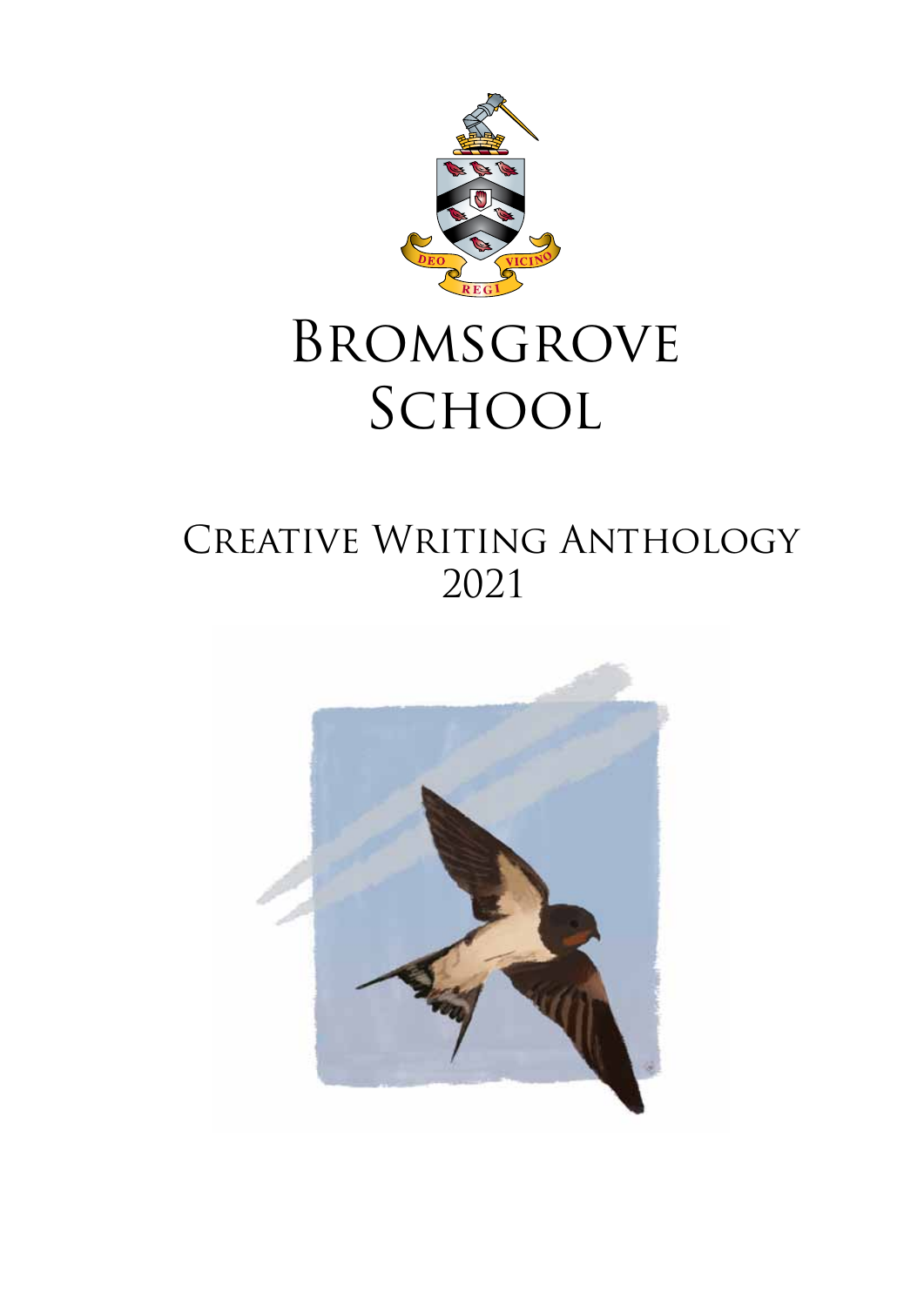# Bromsgrove School

## Creative Writing Anthology 2021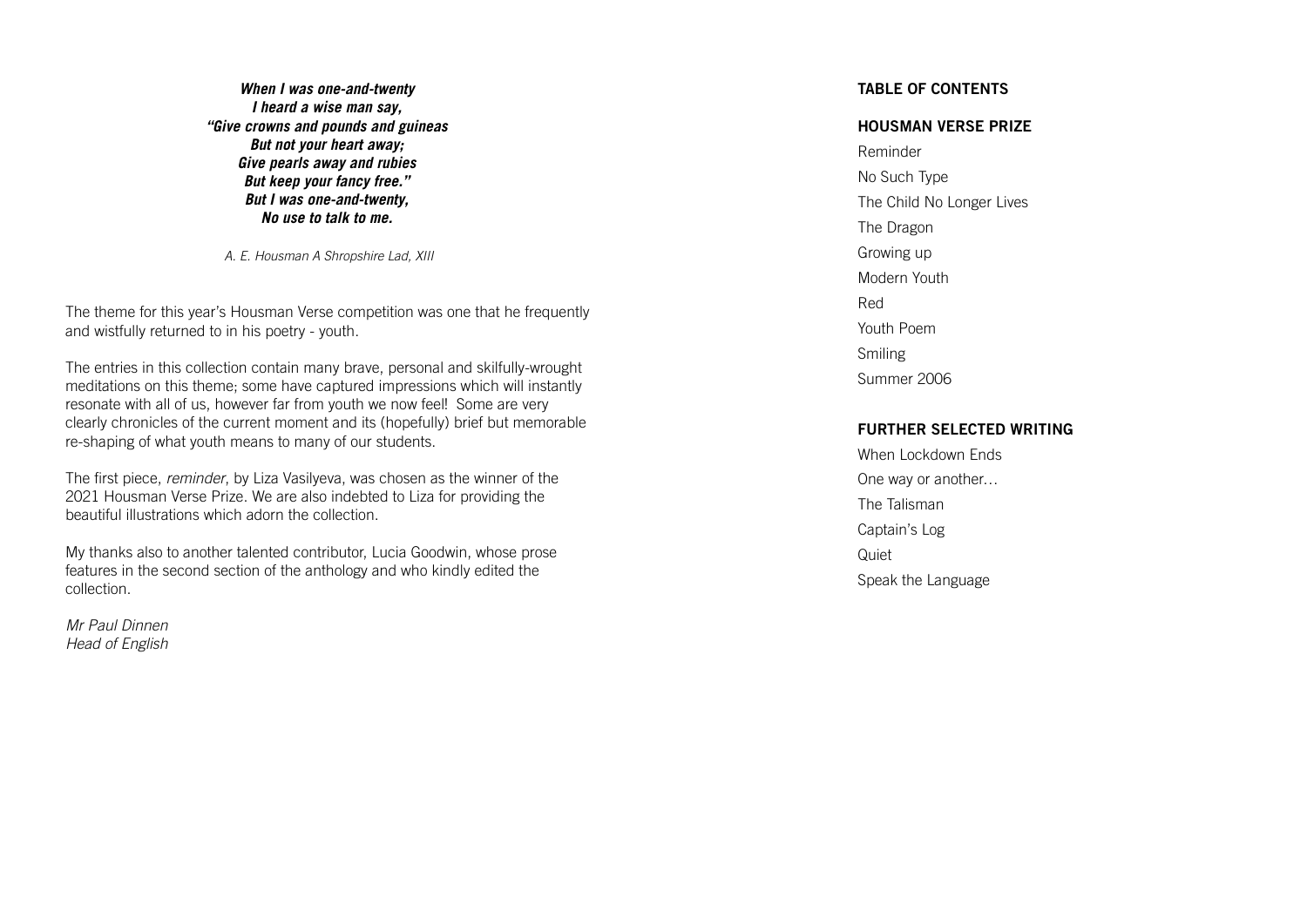***When I was one-and-twenty***
***I heard a wise man say,***
***"Give crowns and pounds and guineas***
***But not your heart away;***
***Give pearls away and rubies***
***But keep your fancy free."***
***But I was one-and-twenty,***
***No use to talk to me.***

*A. E. Housman A Shropshire Lad, XIII*

The theme for this year's Housman Verse competition was one that he frequently and wistfully returned to in his poetry - youth.

The entries in this collection contain many brave, personal and skilfully-wrought meditations on this theme; some have captured impressions which will instantly resonate with all of us, however far from youth we now feel! Some are very clearly chronicles of the current moment and its (hopefully) brief but memorable re-shaping of what youth means to many of our students.

The first piece, *reminder*, by Liza Vasilyeva, was chosen as the winner of the 2021 Housman Verse Prize. We are also indebted to Liza for providing the beautiful illustrations which adorn the collection.

My thanks also to another talented contributor, Lucia Goodwin, whose prose features in the second section of the anthology and who kindly edited the collection.

*Mr Paul Dinnen*
*Head of English*

## TABLE OF CONTENTS

### HOUSMAN VERSE PRIZE

Reminder

No Such Type

The Child No Longer Lives

The Dragon

Growing up

Modern Youth

Red

Youth Poem

Smiling

Summer 2006

### FURTHER SELECTED WRITING

When Lockdown Ends

One way or another…

The Talisman

Captain's Log

Quiet

Speak the Language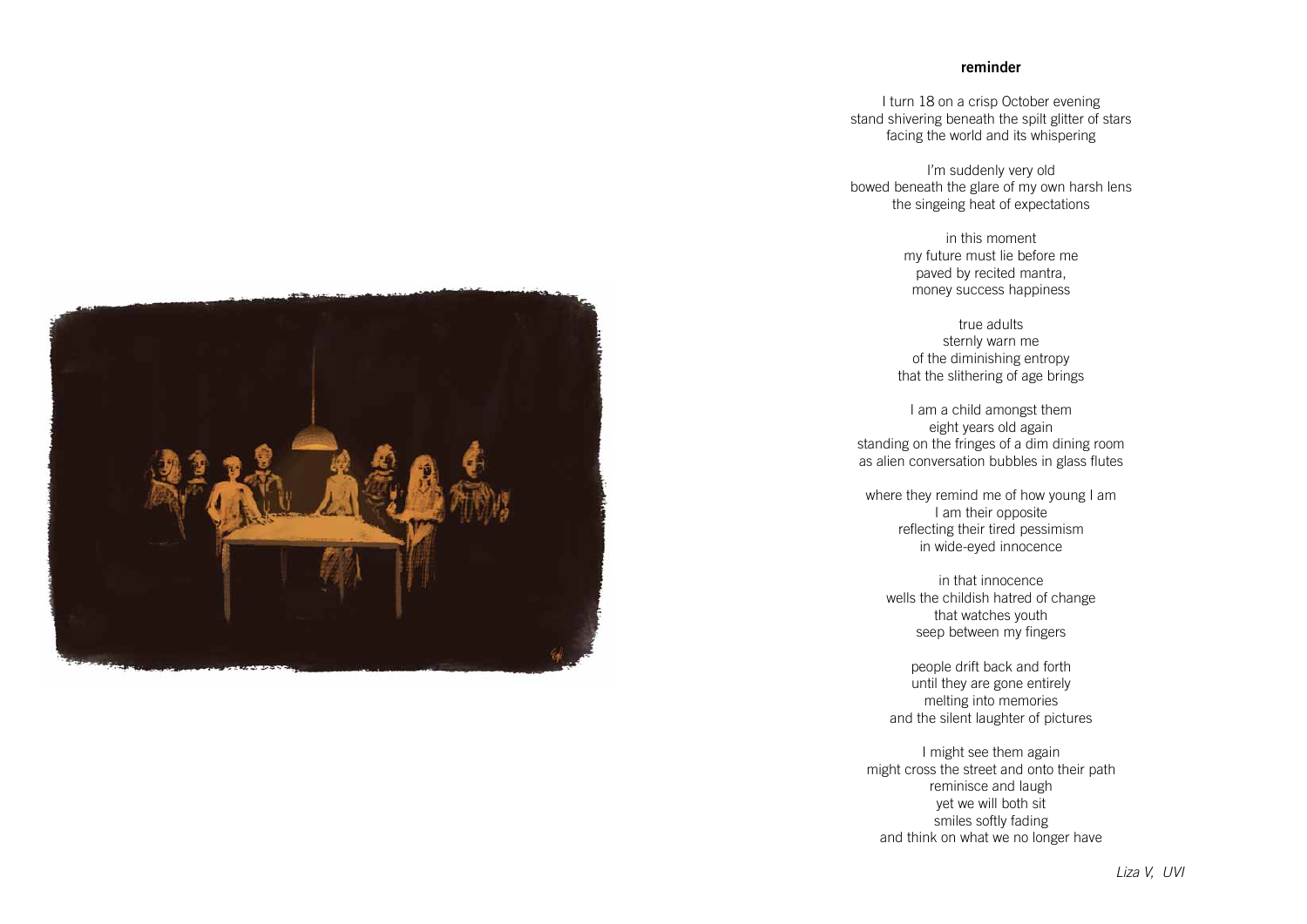## reminder

I turn 18 on a crisp October evening  
stand shivering beneath the spilt glitter of stars  
facing the world and its whispering

I'm suddenly very old  
bowed beneath the glare of my own harsh lens  
the singeing heat of expectations

in this moment  
my future must lie before me  
paved by recited mantra,  
money success happiness

true adults  
sternly warn me  
of the diminishing entropy  
that the slithering of age brings

I am a child amongst them  
eight years old again  
standing on the fringes of a dim dining room  
as alien conversation bubbles in glass flutes

where they remind me of how young I am  
I am their opposite  
reflecting their tired pessimism  
in wide-eyed innocence

in that innocence  
wells the childish hatred of change  
that watches youth  
seep between my fingers

people drift back and forth  
until they are gone entirely  
melting into memories  
and the silent laughter of pictures

I might see them again  
might cross the street and onto their path  
reminisce and laugh  
yet we will both sit  
smiles softly fading  
and think on what we no longer have

*Liza V, UVI*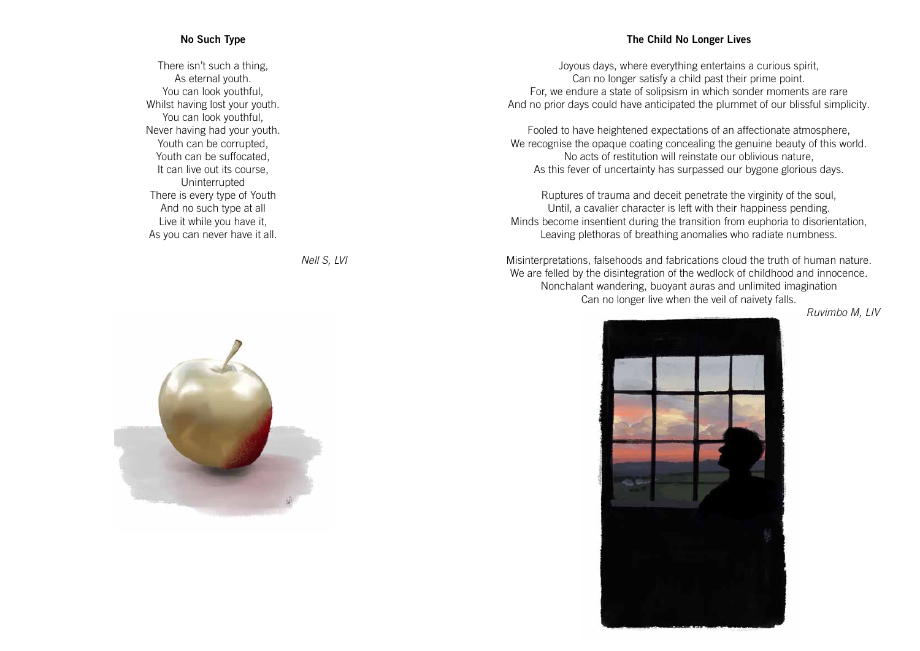## No Such Type

There isn't such a thing,
As eternal youth.
You can look youthful,
Whilst having lost your youth.
You can look youthful,
Never having had your youth.
Youth can be corrupted,
Youth can be suffocated,
It can live out its course,
Uninterrupted
There is every type of Youth
And no such type at all
Live it while you have it,
As you can never have it all.

*Nell S, LVI*

## The Child No Longer Lives

Joyous days, where everything entertains a curious spirit,
Can no longer satisfy a child past their prime point.
For, we endure a state of solipsism in which sonder moments are rare
And no prior days could have anticipated the plummet of our blissful simplicity.

Fooled to have heightened expectations of an affectionate atmosphere,
We recognise the opaque coating concealing the genuine beauty of this world.
No acts of restitution will reinstate our oblivious nature,
As this fever of uncertainty has surpassed our bygone glorious days.

Ruptures of trauma and deceit penetrate the virginity of the soul,
Until, a cavalier character is left with their happiness pending.
Minds become insentient during the transition from euphoria to disorientation,
Leaving plethoras of breathing anomalies who radiate numbness.

Misinterpretations, falsehoods and fabrications cloud the truth of human nature.
We are felled by the disintegration of the wedlock of childhood and innocence.
Nonchalant wandering, buoyant auras and unlimited imagination
Can no longer live when the veil of naivety falls.

*Ruvimbo M, LIV*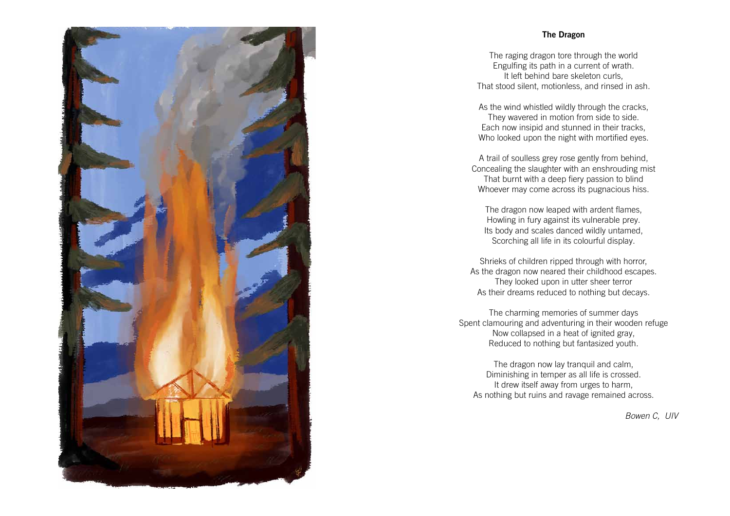## The Dragon

The raging dragon tore through the world  
Engulfing its path in a current of wrath.  
It left behind bare skeleton curls,  
That stood silent, motionless, and rinsed in ash.

As the wind whistled wildly through the cracks,  
They wavered in motion from side to side.  
Each now insipid and stunned in their tracks,  
Who looked upon the night with mortified eyes.

A trail of soulless grey rose gently from behind,  
Concealing the slaughter with an enshrouding mist  
That burnt with a deep fiery passion to blind  
Whoever may come across its pugnacious hiss.

The dragon now leaped with ardent flames,  
Howling in fury against its vulnerable prey.  
Its body and scales danced wildly untamed,  
Scorching all life in its colourful display.

Shrieks of children ripped through with horror,  
As the dragon now neared their childhood escapes.  
They looked upon in utter sheer terror  
As their dreams reduced to nothing but decays.

The charming memories of summer days  
Spent clamouring and adventuring in their wooden refuge  
Now collapsed in a heat of ignited gray,  
Reduced to nothing but fantasized youth.

The dragon now lay tranquil and calm,  
Diminishing in temper as all life is crossed.  
It drew itself away from urges to harm,  
As nothing but ruins and ravage remained across.

*Bowen C, UIV*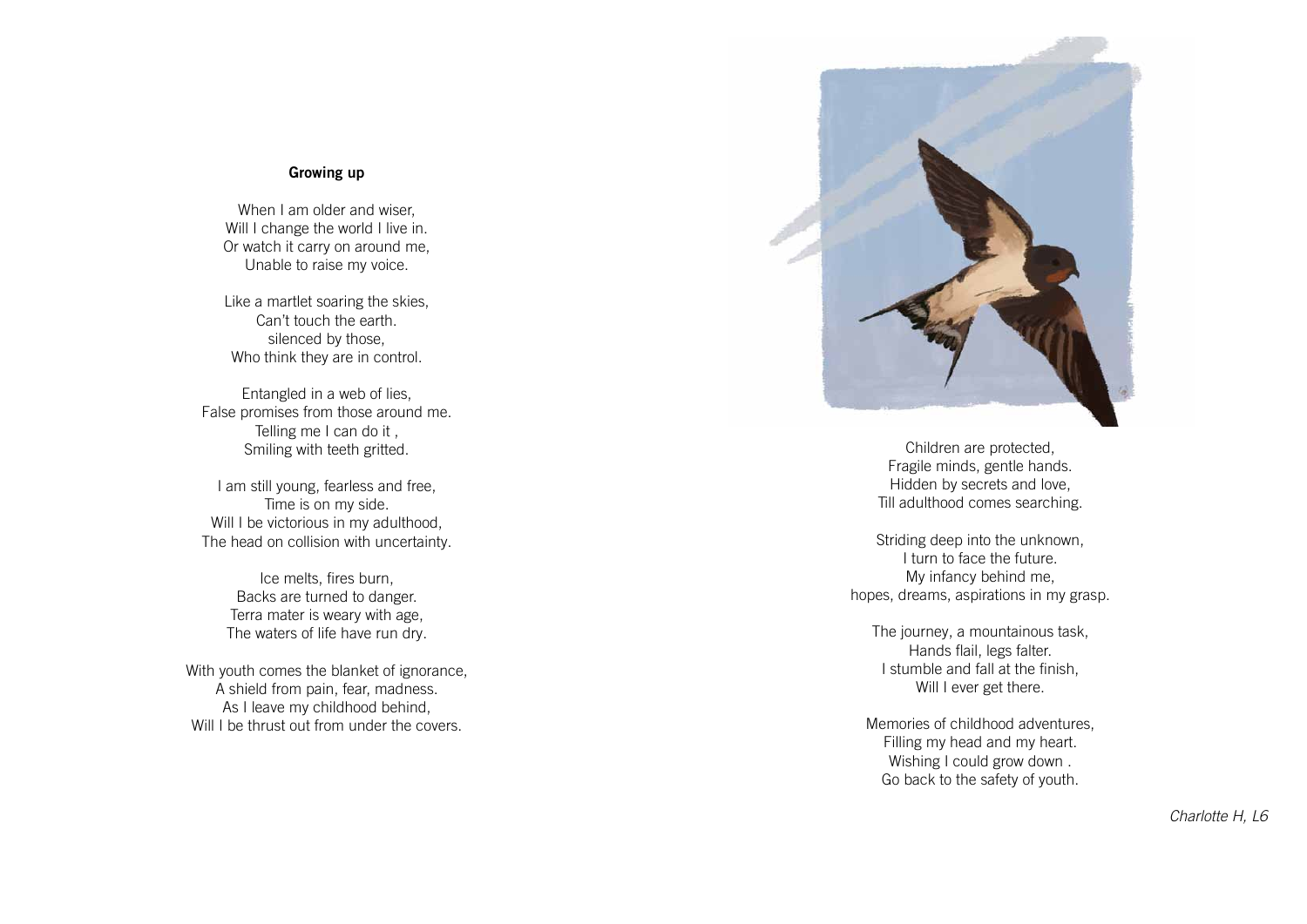## Growing up

When I am older and wiser,
Will I change the world I live in.
Or watch it carry on around me,
Unable to raise my voice.

Like a martlet soaring the skies,
Can't touch the earth.
silenced by those,
Who think they are in control.

Entangled in a web of lies,
False promises from those around me.
Telling me I can do it ,
Smiling with teeth gritted.

I am still young, fearless and free,
Time is on my side.
Will I be victorious in my adulthood,
The head on collision with uncertainty.

Ice melts, fires burn,
Backs are turned to danger.
Terra mater is weary with age,
The waters of life have run dry.

With youth comes the blanket of ignorance,
A shield from pain, fear, madness.
As I leave my childhood behind,
Will I be thrust out from under the covers.

Children are protected,
Fragile minds, gentle hands.
Hidden by secrets and love,
Till adulthood comes searching.

Striding deep into the unknown,
I turn to face the future.
My infancy behind me,
hopes, dreams, aspirations in my grasp.

The journey, a mountainous task,
Hands flail, legs falter.
I stumble and fall at the finish,
Will I ever get there.

Memories of childhood adventures,
Filling my head and my heart.
Wishing I could grow down .
Go back to the safety of youth.

*Charlotte H, L6*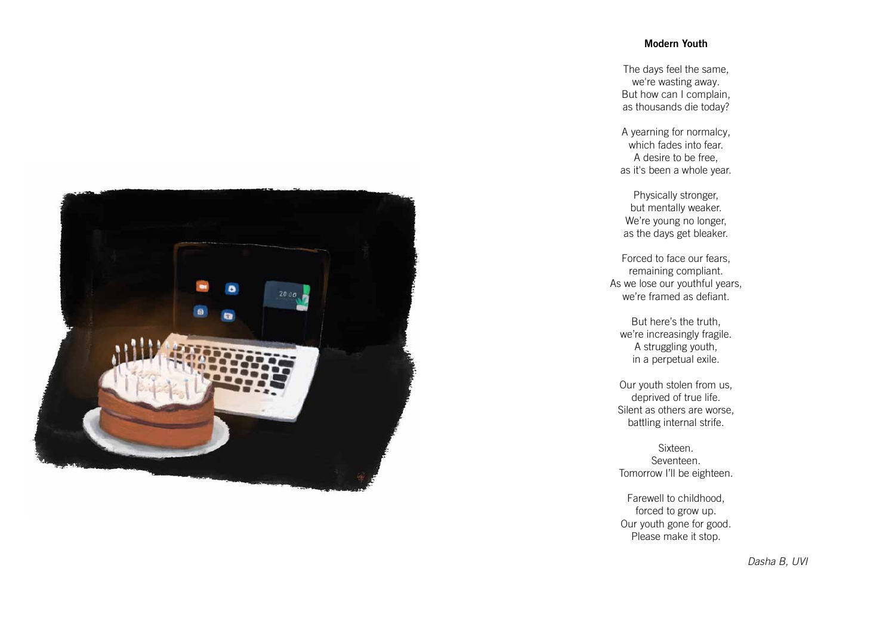## Modern Youth

The days feel the same,  
we're wasting away.  
But how can I complain,  
as thousands die today?

A yearning for normalcy,  
which fades into fear.  
A desire to be free,  
as it's been a whole year.

Physically stronger,  
but mentally weaker.  
We're young no longer,  
as the days get bleaker.

Forced to face our fears,  
remaining compliant.  
As we lose our youthful years,  
we're framed as defiant.

But here's the truth,  
we're increasingly fragile.  
A struggling youth,  
in a perpetual exile.

Our youth stolen from us,  
deprived of true life.  
Silent as others are worse,  
battling internal strife.

Sixteen.  
Seventeen.  
Tomorrow I'll be eighteen.

Farewell to childhood,  
forced to grow up.  
Our youth gone for good.  
Please make it stop.

*Dasha B, UVI*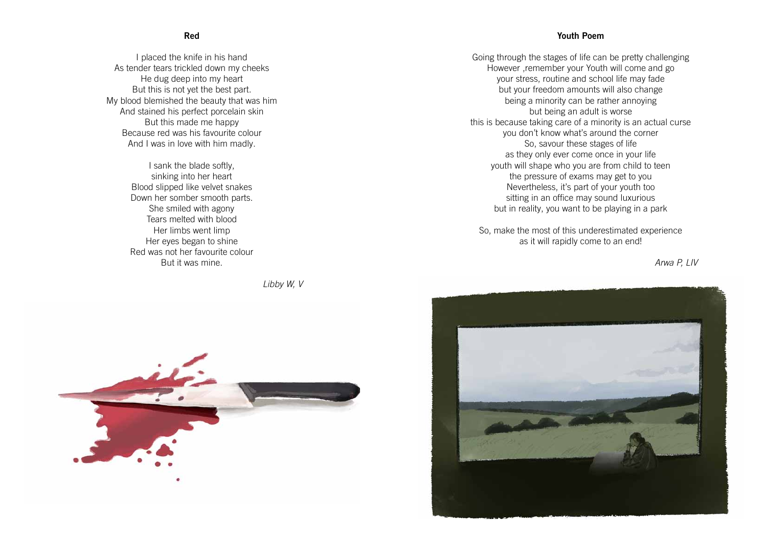## Red

I placed the knife in his hand
As tender tears trickled down my cheeks
He dug deep into my heart
But this is not yet the best part.
My blood blemished the beauty that was him
And stained his perfect porcelain skin
But this made me happy
Because red was his favourite colour
And I was in love with him madly.

I sank the blade softly,
sinking into her heart
Blood slipped like velvet snakes
Down her somber smooth parts.
She smiled with agony
Tears melted with blood
Her limbs went limp
Her eyes began to shine
Red was not her favourite colour
But it was mine.

*Libby W, V*

## Youth Poem

Going through the stages of life can be pretty challenging
However ,remember your Youth will come and go
your stress, routine and school life may fade
but your freedom amounts will also change
being a minority can be rather annoying
but being an adult is worse
this is because taking care of a minority is an actual curse
you don't know what's around the corner
So, savour these stages of life
as they only ever come once in your life
youth will shape who you are from child to teen
the pressure of exams may get to you
Nevertheless, it's part of your youth too
sitting in an office may sound luxurious
but in reality, you want to be playing in a park

So, make the most of this underestimated experience
as it will rapidly come to an end!

*Arwa P, LIV*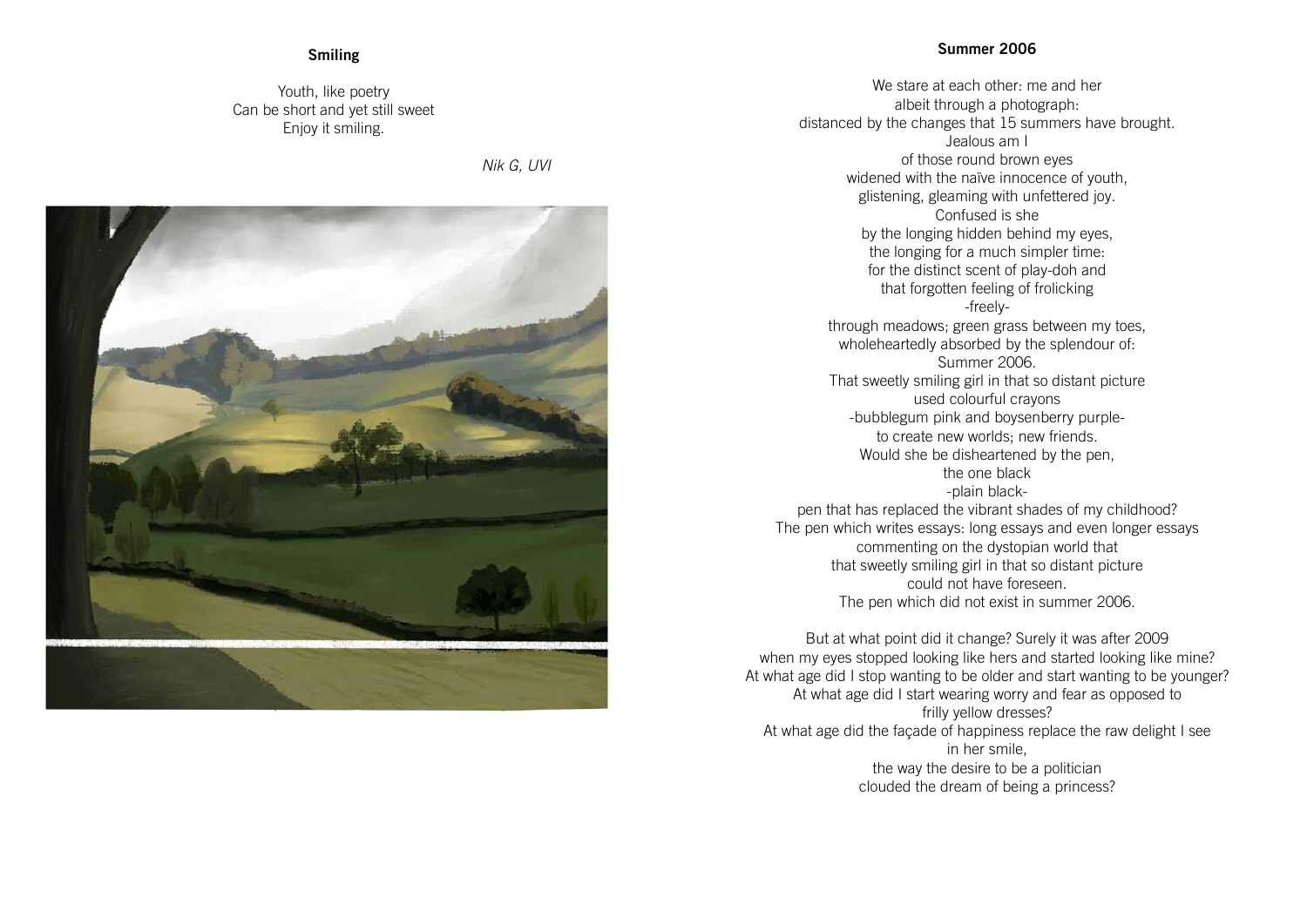### Smiling

Youth, like poetry
Can be short and yet still sweet
Enjoy it smiling.

*Nik G, UVI*

### Summer 2006

We stare at each other: me and her
albeit through a photograph:
distanced by the changes that 15 summers have brought.
Jealous am I
of those round brown eyes
widened with the naïve innocence of youth,
glistening, gleaming with unfettered joy.
Confused is she
by the longing hidden behind my eyes,
the longing for a much simpler time:
for the distinct scent of play-doh and
that forgotten feeling of frolicking
-freely-
through meadows; green grass between my toes,
wholeheartedly absorbed by the splendour of:
Summer 2006.
That sweetly smiling girl in that so distant picture
used colourful crayons
-bubblegum pink and boysenberry purple-
to create new worlds; new friends.
Would she be disheartened by the pen,
the one black
-plain black-
pen that has replaced the vibrant shades of my childhood?
The pen which writes essays: long essays and even longer essays
commenting on the dystopian world that
that sweetly smiling girl in that so distant picture
could not have foreseen.
The pen which did not exist in summer 2006.

But at what point did it change? Surely it was after 2009
when my eyes stopped looking like hers and started looking like mine?
At what age did I stop wanting to be older and start wanting to be younger?
At what age did I start wearing worry and fear as opposed to
frilly yellow dresses?
At what age did the façade of happiness replace the raw delight I see
in her smile,
the way the desire to be a politician
clouded the dream of being a princess?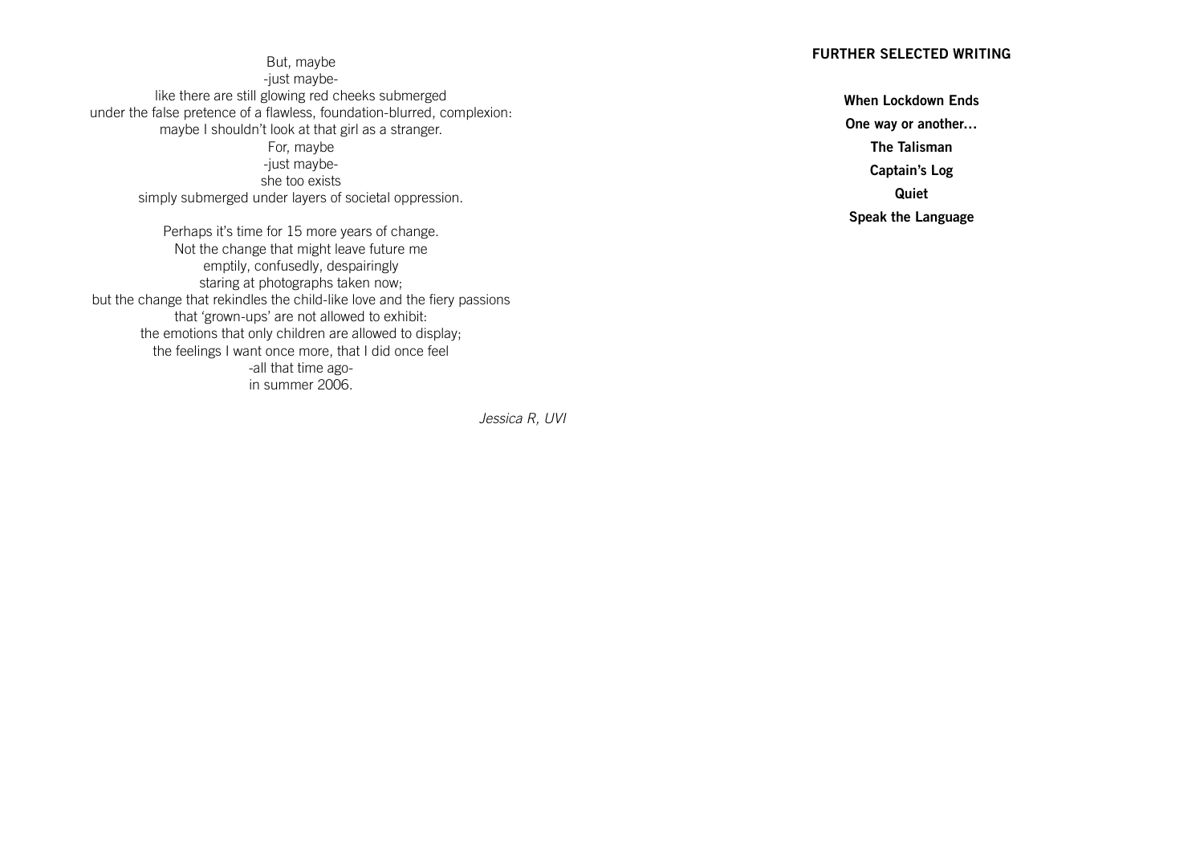But, maybe
-just maybe-
like there are still glowing red cheeks submerged
under the false pretence of a flawless, foundation-blurred, complexion:
maybe I shouldn't look at that girl as a stranger.
For, maybe
-just maybe-
she too exists
simply submerged under layers of societal oppression.

Perhaps it's time for 15 more years of change.
Not the change that might leave future me
emptily, confusedly, despairingly
staring at photographs taken now;
but the change that rekindles the child-like love and the fiery passions
that 'grown-ups' are not allowed to exhibit:
the emotions that only children are allowed to display;
the feelings I want once more, that I did once feel
-all that time ago-
in summer 2006.

*Jessica R, UVI*

## FURTHER SELECTED WRITING

**When Lockdown Ends**

**One way or another…**

**The Talisman**

**Captain's Log**

**Quiet**

**Speak the Language**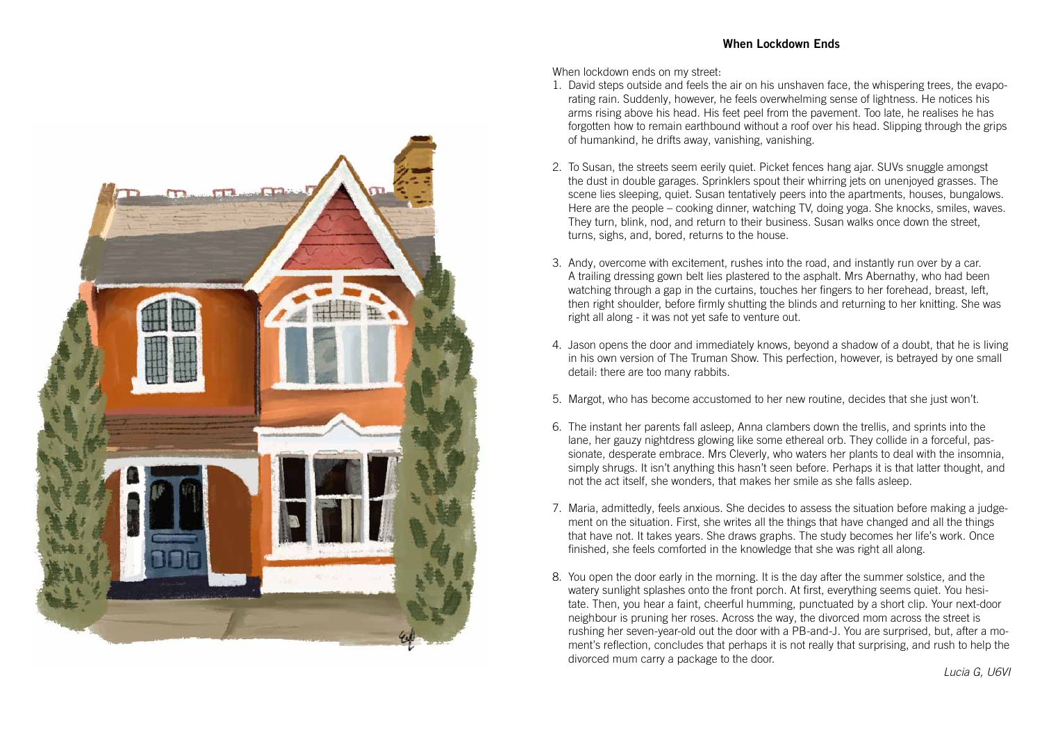## When Lockdown Ends

When lockdown ends on my street:

1. David steps outside and feels the air on his unshaven face, the whispering trees, the evaporating rain. Suddenly, however, he feels overwhelming sense of lightness. He notices his arms rising above his head. His feet peel from the pavement. Too late, he realises he has forgotten how to remain earthbound without a roof over his head. Slipping through the grips of humankind, he drifts away, vanishing, vanishing.

2. To Susan, the streets seem eerily quiet. Picket fences hang ajar. SUVs snuggle amongst the dust in double garages. Sprinklers spout their whirring jets on unenjoyed grasses. The scene lies sleeping, quiet. Susan tentatively peers into the apartments, houses, bungalows. Here are the people – cooking dinner, watching TV, doing yoga. She knocks, smiles, waves. They turn, blink, nod, and return to their business. Susan walks once down the street, turns, sighs, and, bored, returns to the house.

3. Andy, overcome with excitement, rushes into the road, and instantly run over by a car. A trailing dressing gown belt lies plastered to the asphalt. Mrs Abernathy, who had been watching through a gap in the curtains, touches her fingers to her forehead, breast, left, then right shoulder, before firmly shutting the blinds and returning to her knitting. She was right all along - it was not yet safe to venture out.

4. Jason opens the door and immediately knows, beyond a shadow of a doubt, that he is living in his own version of The Truman Show. This perfection, however, is betrayed by one small detail: there are too many rabbits.

5. Margot, who has become accustomed to her new routine, decides that she just won't.

6. The instant her parents fall asleep, Anna clambers down the trellis, and sprints into the lane, her gauzy nightdress glowing like some ethereal orb. They collide in a forceful, passionate, desperate embrace. Mrs Cleverly, who waters her plants to deal with the insomnia, simply shrugs. It isn't anything this hasn't seen before. Perhaps it is that latter thought, and not the act itself, she wonders, that makes her smile as she falls asleep.

7. Maria, admittedly, feels anxious. She decides to assess the situation before making a judgement on the situation. First, she writes all the things that have changed and all the things that have not. It takes years. She draws graphs. The study becomes her life's work. Once finished, she feels comforted in the knowledge that she was right all along.

8. You open the door early in the morning. It is the day after the summer solstice, and the watery sunlight splashes onto the front porch. At first, everything seems quiet. You hesitate. Then, you hear a faint, cheerful humming, punctuated by a short clip. Your next-door neighbour is pruning her roses. Across the way, the divorced mom across the street is rushing her seven-year-old out the door with a PB-and-J. You are surprised, but, after a moment's reflection, concludes that perhaps it is not really that surprising, and rush to help the divorced mum carry a package to the door.

*Lucia G, U6VI*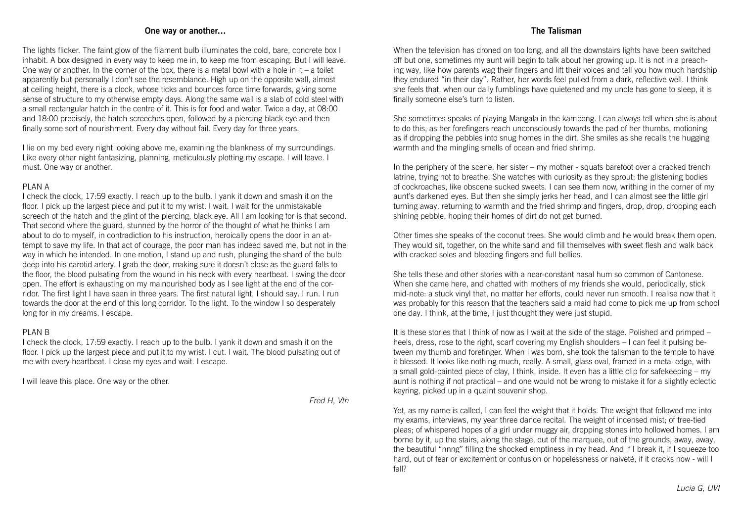## One way or another…

The lights flicker. The faint glow of the filament bulb illuminates the cold, bare, concrete box I inhabit. A box designed in every way to keep me in, to keep me from escaping. But I will leave. One way or another. In the corner of the box, there is a metal bowl with a hole in it – a toilet apparently but personally I don't see the resemblance. High up on the opposite wall, almost at ceiling height, there is a clock, whose ticks and bounces force time forwards, giving some sense of structure to my otherwise empty days. Along the same wall is a slab of cold steel with a small rectangular hatch in the centre of it. This is for food and water. Twice a day, at 08:00 and 18:00 precisely, the hatch screeches open, followed by a piercing black eye and then finally some sort of nourishment. Every day without fail. Every day for three years.

I lie on my bed every night looking above me, examining the blankness of my surroundings. Like every other night fantasizing, planning, meticulously plotting my escape. I will leave. I must. One way or another.

PLAN A

I check the clock, 17:59 exactly. I reach up to the bulb. I yank it down and smash it on the floor. I pick up the largest piece and put it to my wrist. I wait. I wait for the unmistakable screech of the hatch and the glint of the piercing, black eye. All I am looking for is that second. That second where the guard, stunned by the horror of the thought of what he thinks I am about to do to myself, in contradiction to his instruction, heroically opens the door in an attempt to save my life. In that act of courage, the poor man has indeed saved me, but not in the way in which he intended. In one motion, I stand up and rush, plunging the shard of the bulb deep into his carotid artery. I grab the door, making sure it doesn't close as the guard falls to the floor, the blood pulsating from the wound in his neck with every heartbeat. I swing the door open. The effort is exhausting on my malnourished body as I see light at the end of the corridor. The first light I have seen in three years. The first natural light, I should say. I run. I run towards the door at the end of this long corridor. To the light. To the window I so desperately long for in my dreams. I escape.

PLAN B

I check the clock, 17:59 exactly. I reach up to the bulb. I yank it down and smash it on the floor. I pick up the largest piece and put it to my wrist. I cut. I wait. The blood pulsating out of me with every heartbeat. I close my eyes and wait. I escape.

I will leave this place. One way or the other.

*Fred H, Vth*

## The Talisman

When the television has droned on too long, and all the downstairs lights have been switched off but one, sometimes my aunt will begin to talk about her growing up. It is not in a preaching way, like how parents wag their fingers and lift their voices and tell you how much hardship they endured "in their day". Rather, her words feel pulled from a dark, reflective well. I think she feels that, when our daily fumblings have quietened and my uncle has gone to sleep, it is finally someone else's turn to listen.

She sometimes speaks of playing Mangala in the kampong. I can always tell when she is about to do this, as her forefingers reach unconsciously towards the pad of her thumbs, motioning as if dropping the pebbles into snug homes in the dirt. She smiles as she recalls the hugging warmth and the mingling smells of ocean and fried shrimp.

In the periphery of the scene, her sister – my mother - squats barefoot over a cracked trench latrine, trying not to breathe. She watches with curiosity as they sprout; the glistening bodies of cockroaches, like obscene sucked sweets. I can see them now, writhing in the corner of my aunt's darkened eyes. But then she simply jerks her head, and I can almost see the little girl turning away, returning to warmth and the fried shrimp and fingers, drop, drop, dropping each shining pebble, hoping their homes of dirt do not get burned.

Other times she speaks of the coconut trees. She would climb and he would break them open. They would sit, together, on the white sand and fill themselves with sweet flesh and walk back with cracked soles and bleeding fingers and full bellies.

She tells these and other stories with a near-constant nasal hum so common of Cantonese. When she came here, and chatted with mothers of my friends she would, periodically, stick mid-note: a stuck vinyl that, no matter her efforts, could never run smooth. I realise now that it was probably for this reason that the teachers said a maid had come to pick me up from school one day. I think, at the time, I just thought they were just stupid.

It is these stories that I think of now as I wait at the side of the stage. Polished and primped – heels, dress, rose to the right, scarf covering my English shoulders – I can feel it pulsing between my thumb and forefinger. When I was born, she took the talisman to the temple to have it blessed. It looks like nothing much, really. A small, glass oval, framed in a metal edge, with a small gold-painted piece of clay, I think, inside. It even has a little clip for safekeeping – my aunt is nothing if not practical – and one would not be wrong to mistake it for a slightly eclectic keyring, picked up in a quaint souvenir shop.

Yet, as my name is called, I can feel the weight that it holds. The weight that followed me into my exams, interviews, my year three dance recital. The weight of incensed mist; of tree-tied pleas; of whispered hopes of a girl under muggy air, dropping stones into hollowed homes. I am borne by it, up the stairs, along the stage, out of the marquee, out of the grounds, away, away, the beautiful "nnng" filling the shocked emptiness in my head. And if I break it, if I squeeze too hard, out of fear or excitement or confusion or hopelessness or naiveté, if it cracks now - will I fall?

*Lucia G, UVI*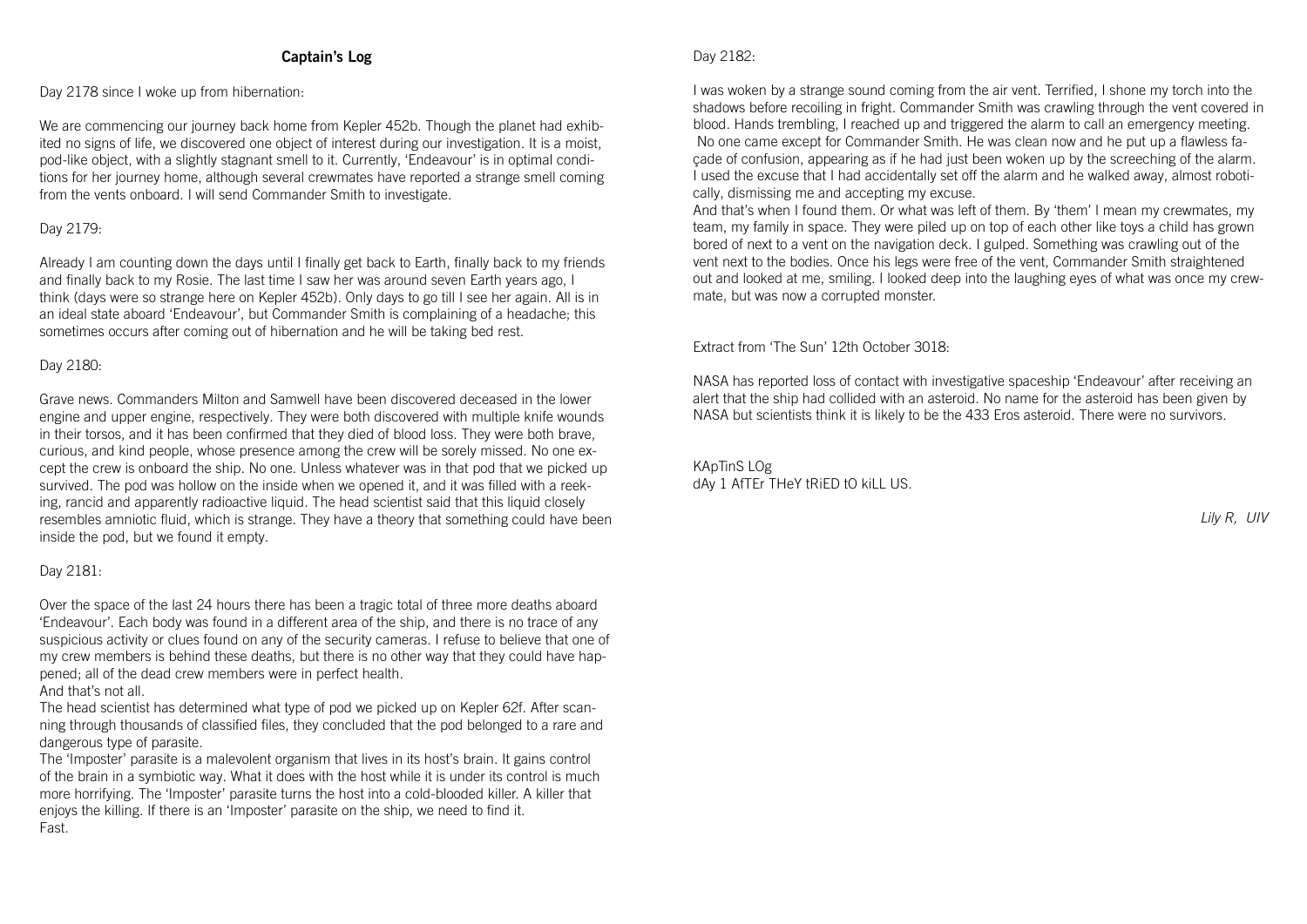# Captain's Log

Day 2178 since I woke up from hibernation:

We are commencing our journey back home from Kepler 452b. Though the planet had exhibited no signs of life, we discovered one object of interest during our investigation. It is a moist, pod-like object, with a slightly stagnant smell to it. Currently, 'Endeavour' is in optimal conditions for her journey home, although several crewmates have reported a strange smell coming from the vents onboard. I will send Commander Smith to investigate.

Day 2179:

Already I am counting down the days until I finally get back to Earth, finally back to my friends and finally back to my Rosie. The last time I saw her was around seven Earth years ago, I think (days were so strange here on Kepler 452b). Only days to go till I see her again. All is in an ideal state aboard 'Endeavour', but Commander Smith is complaining of a headache; this sometimes occurs after coming out of hibernation and he will be taking bed rest.

Day 2180:

Grave news. Commanders Milton and Samwell have been discovered deceased in the lower engine and upper engine, respectively. They were both discovered with multiple knife wounds in their torsos, and it has been confirmed that they died of blood loss. They were both brave, curious, and kind people, whose presence among the crew will be sorely missed. No one except the crew is onboard the ship. No one. Unless whatever was in that pod that we picked up survived. The pod was hollow on the inside when we opened it, and it was filled with a reeking, rancid and apparently radioactive liquid. The head scientist said that this liquid closely resembles amniotic fluid, which is strange. They have a theory that something could have been inside the pod, but we found it empty.

Day 2181:

Over the space of the last 24 hours there has been a tragic total of three more deaths aboard 'Endeavour'. Each body was found in a different area of the ship, and there is no trace of any suspicious activity or clues found on any of the security cameras. I refuse to believe that one of my crew members is behind these deaths, but there is no other way that they could have happened; all of the dead crew members were in perfect health.
And that's not all.
The head scientist has determined what type of pod we picked up on Kepler 62f. After scanning through thousands of classified files, they concluded that the pod belonged to a rare and dangerous type of parasite.
The 'Imposter' parasite is a malevolent organism that lives in its host's brain. It gains control of the brain in a symbiotic way. What it does with the host while it is under its control is much more horrifying. The 'Imposter' parasite turns the host into a cold-blooded killer. A killer that enjoys the killing. If there is an 'Imposter' parasite on the ship, we need to find it.
Fast.

Day 2182:

I was woken by a strange sound coming from the air vent. Terrified, I shone my torch into the shadows before recoiling in fright. Commander Smith was crawling through the vent covered in blood. Hands trembling, I reached up and triggered the alarm to call an emergency meeting. No one came except for Commander Smith. He was clean now and he put up a flawless façade of confusion, appearing as if he had just been woken up by the screeching of the alarm. I used the excuse that I had accidentally set off the alarm and he walked away, almost robotically, dismissing me and accepting my excuse.
And that's when I found them. Or what was left of them. By 'them' I mean my crewmates, my team, my family in space. They were piled up on top of each other like toys a child has grown bored of next to a vent on the navigation deck. I gulped. Something was crawling out of the vent next to the bodies. Once his legs were free of the vent, Commander Smith straightened out and looked at me, smiling. I looked deep into the laughing eyes of what was once my crewmate, but was now a corrupted monster.

Extract from 'The Sun' 12th October 3018:

NASA has reported loss of contact with investigative spaceship 'Endeavour' after receiving an alert that the ship had collided with an asteroid. No name for the asteroid has been given by NASA but scientists think it is likely to be the 433 Eros asteroid. There were no survivors.

KApTinS LOg
dAy 1 AfTEr THeY tRiED tO kiLL US.

*Lily R, UIV*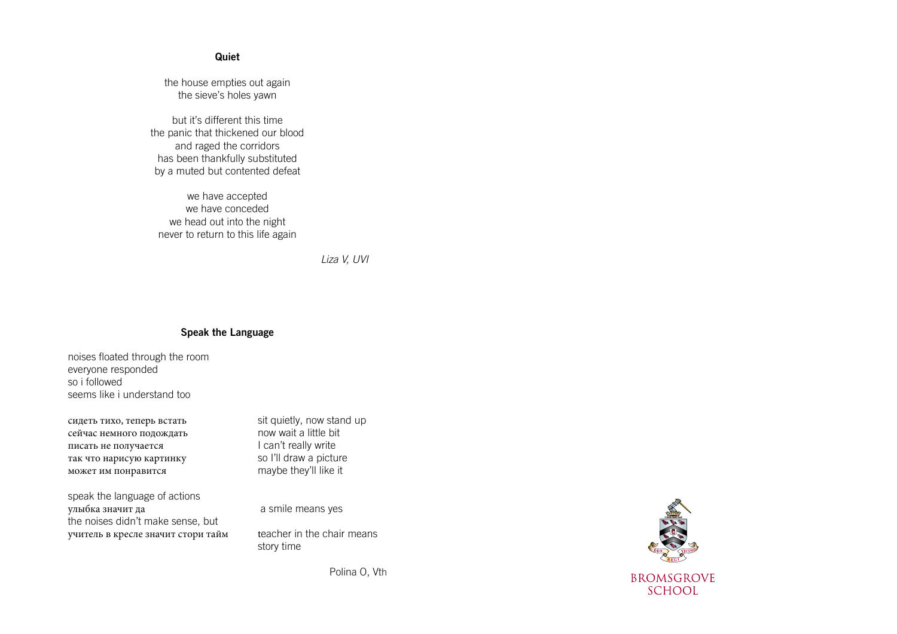### Quiet

the house empties out again
the sieve's holes yawn

but it's different this time
the panic that thickened our blood
and raged the corridors
has been thankfully substituted
by a muted but contented defeat

we have accepted
we have conceded
we head out into the night
never to return to this life again

*Liza V, UVI*

### Speak the Language

noises floated through the room
everyone responded
so i followed
seems like i understand too

| | |
|---|---|
| сидеть тихо, теперь встать | sit quietly, now stand up |
| сейчас немного подождать | now wait a little bit |
| писать не получается | I can't really write |
| так что нарисую картинку | so I'll draw a picture |
| может им понравится | maybe they'll like it |

speak the language of actions
улыбка значит да — a smile means yes
the noises didn't make sense, but
учитель в кресле значит стори тайм — teacher in the chair means story time

Polina O, Vth

BROMSGROVE SCHOOL